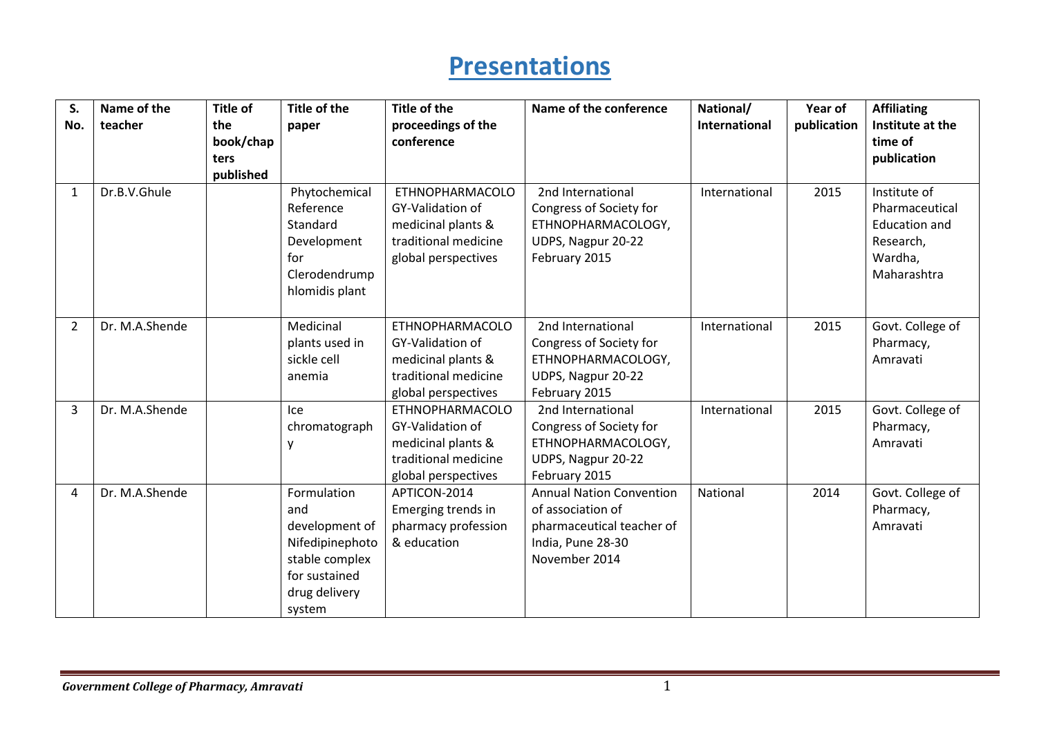# Presentations

| S. No. | Name of the teacher | Title of the book/chapters published | Title of the paper | Title of the proceedings of the conference | Name of the conference | National/ International | Year of publication | Affiliating Institute at the time of publication |
|---|---|---|---|---|---|---|---|---|
| 1 | Dr.B.V.Ghule | | Phytochemical Reference Standard Development for Clerodendrumphlomidis plant | ETHNOPHARMACOLOGY-Validation of medicinal plants & traditional medicine global perspectives | 2nd International Congress of Society for ETHNOPHARMACOLOGY, UDPS, Nagpur 20-22 February 2015 | International | 2015 | Institute of Pharmaceutical Education and Research, Wardha, Maharashtra |
| 2 | Dr. M.A.Shende | | Medicinal plants used in sickle cell anemia | ETHNOPHARMACOLOGY-Validation of medicinal plants & traditional medicine global perspectives | 2nd International Congress of Society for ETHNOPHARMACOLOGY, UDPS, Nagpur 20-22 February 2015 | International | 2015 | Govt. College of Pharmacy, Amravati |
| 3 | Dr. M.A.Shende | | Ice chromatography | ETHNOPHARMACOLOGY-Validation of medicinal plants & traditional medicine global perspectives | 2nd International Congress of Society for ETHNOPHARMACOLOGY, UDPS, Nagpur 20-22 February 2015 | International | 2015 | Govt. College of Pharmacy, Amravati |
| 4 | Dr. M.A.Shende | | Formulation and development of Nifedipinephotostable complex for sustained drug delivery system | APTICON-2014 Emerging trends in pharmacy profession & education | Annual Nation Convention of association of pharmaceutical teacher of India, Pune 28-30 November 2014 | National | 2014 | Govt. College of Pharmacy, Amravati |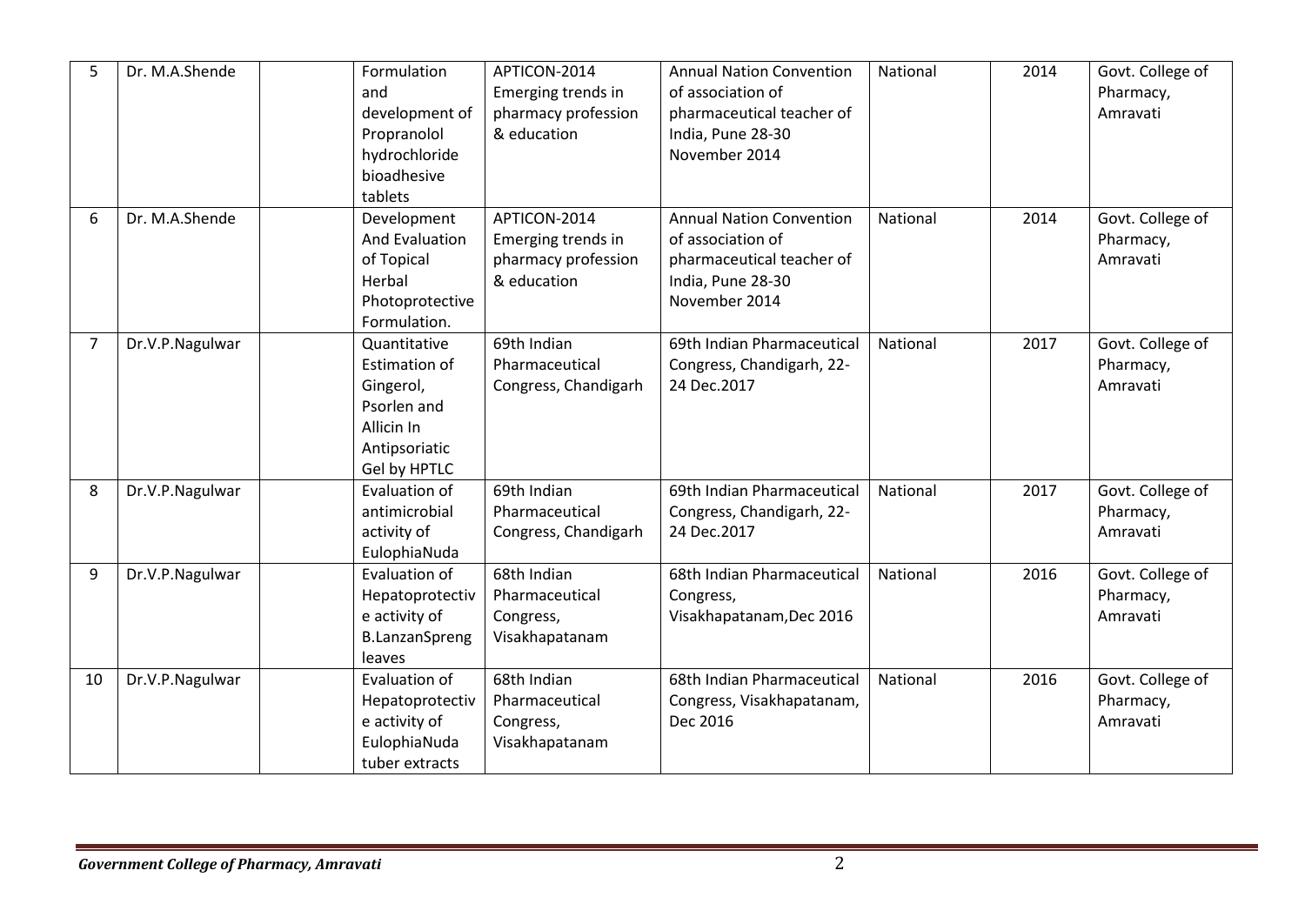| 5 | Dr. M.A.Shende | | Formulation and development of Propranolol hydrochloride bioadhesive tablets | APTICON-2014 Emerging trends in pharmacy profession & education | Annual Nation Convention of association of pharmaceutical teacher of India, Pune 28-30 November 2014 | National | 2014 | Govt. College of Pharmacy, Amravati |
|---|---|---|---|---|---|---|---|---|
| 6 | Dr. M.A.Shende | | Development And Evaluation of Topical Herbal Photoprotective Formulation. | APTICON-2014 Emerging trends in pharmacy profession & education | Annual Nation Convention of association of pharmaceutical teacher of India, Pune 28-30 November 2014 | National | 2014 | Govt. College of Pharmacy, Amravati |
| 7 | Dr.V.P.Nagulwar | | Quantitative Estimation of Gingerol, Psorlen and Allicin In Antipsoriatic Gel by HPTLC | 69th Indian Pharmaceutical Congress, Chandigarh | 69th Indian Pharmaceutical Congress, Chandigarh, 22-24 Dec.2017 | National | 2017 | Govt. College of Pharmacy, Amravati |
| 8 | Dr.V.P.Nagulwar | | Evaluation of antimicrobial activity of EulophiaNuda | 69th Indian Pharmaceutical Congress, Chandigarh | 69th Indian Pharmaceutical Congress, Chandigarh, 22-24 Dec.2017 | National | 2017 | Govt. College of Pharmacy, Amravati |
| 9 | Dr.V.P.Nagulwar | | Evaluation of Hepatoprotective activity of B.LanzanSpreng leaves | 68th Indian Pharmaceutical Congress, Visakhapatanam | 68th Indian Pharmaceutical Congress, Visakhapatanam,Dec 2016 | National | 2016 | Govt. College of Pharmacy, Amravati |
| 10 | Dr.V.P.Nagulwar | | Evaluation of Hepatoprotective activity of EulophiaNuda tuber extracts | 68th Indian Pharmaceutical Congress, Visakhapatanam | 68th Indian Pharmaceutical Congress, Visakhapatanam, Dec 2016 | National | 2016 | Govt. College of Pharmacy, Amravati |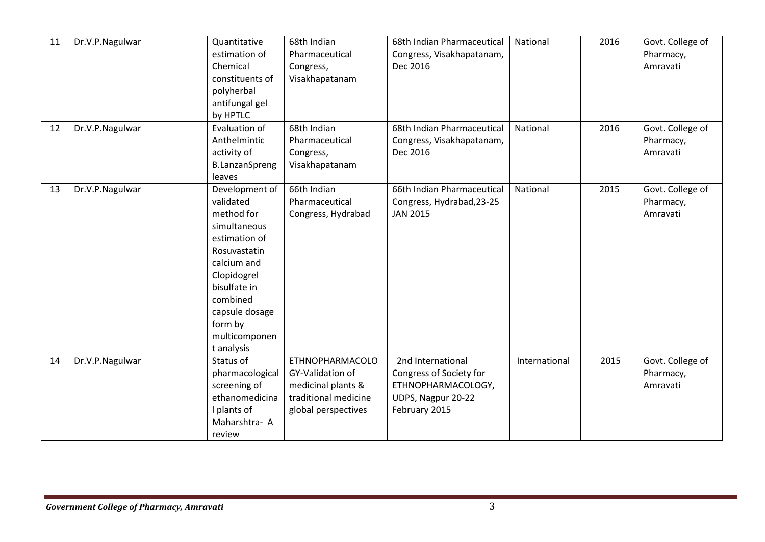| 11 | Dr.V.P.Nagulwar | | Quantitative estimation of Chemical constituents of polyherbal antifungal gel by HPTLC | 68th Indian Pharmaceutical Congress, Visakhapatanam | 68th Indian Pharmaceutical Congress, Visakhapatanam, Dec 2016 | National | 2016 | Govt. College of Pharmacy, Amravati |
|---|---|---|---|---|---|---|---|---|
| 12 | Dr.V.P.Nagulwar | | Evaluation of Anthelmintic activity of B.LanzanSpreng leaves | 68th Indian Pharmaceutical Congress, Visakhapatanam | 68th Indian Pharmaceutical Congress, Visakhapatanam, Dec 2016 | National | 2016 | Govt. College of Pharmacy, Amravati |
| 13 | Dr.V.P.Nagulwar | | Development of validated method for simultaneous estimation of Rosuvastatin calcium and Clopidogrel bisulfate in combined capsule dosage form by multicomponent analysis | 66th Indian Pharmaceutical Congress, Hydrabad | 66th Indian Pharmaceutical Congress, Hydrabad,23-25 JAN 2015 | National | 2015 | Govt. College of Pharmacy, Amravati |
| 14 | Dr.V.P.Nagulwar | | Status of pharmacological screening of ethanomedicinal plants of Maharshtra- A review | ETHNOPHARMACOLOGY-Validation of medicinal plants & traditional medicine global perspectives | 2nd International Congress of Society for ETHNOPHARMACOLOGY, UDPS, Nagpur 20-22 February 2015 | International | 2015 | Govt. College of Pharmacy, Amravati |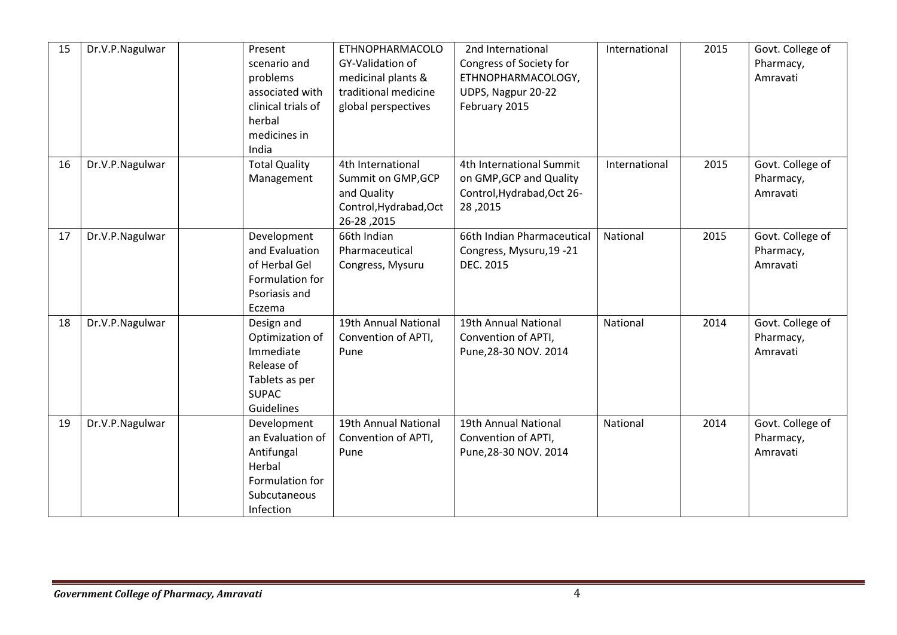| 15 | Dr.V.P.Nagulwar | | Present scenario and problems associated with clinical trials of herbal medicines in India | ETHNOPHARMACOLOGY-Validation of medicinal plants & traditional medicine global perspectives | 2nd International Congress of Society for ETHNOPHARMACOLOGY, UDPS, Nagpur 20-22 February 2015 | International | 2015 | Govt. College of Pharmacy, Amravati |
|---|---|---|---|---|---|---|---|---|
| 16 | Dr.V.P.Nagulwar | | Total Quality Management | 4th International Summit on GMP,GCP and Quality Control,Hydrabad,Oct 26-28 ,2015 | 4th International Summit on GMP,GCP and Quality Control,Hydrabad,Oct 26-28 ,2015 | International | 2015 | Govt. College of Pharmacy, Amravati |
| 17 | Dr.V.P.Nagulwar | | Development and Evaluation of Herbal Gel Formulation for Psoriasis and Eczema | 66th Indian Pharmaceutical Congress, Mysuru | 66th Indian Pharmaceutical Congress, Mysuru,19 -21 DEC. 2015 | National | 2015 | Govt. College of Pharmacy, Amravati |
| 18 | Dr.V.P.Nagulwar | | Design and Optimization of Immediate Release of Tablets as per SUPAC Guidelines | 19th Annual National Convention of APTI, Pune | 19th Annual National Convention of APTI, Pune,28-30 NOV. 2014 | National | 2014 | Govt. College of Pharmacy, Amravati |
| 19 | Dr.V.P.Nagulwar | | Development an Evaluation of Antifungal Herbal Formulation for Subcutaneous Infection | 19th Annual National Convention of APTI, Pune | 19th Annual National Convention of APTI, Pune,28-30 NOV. 2014 | National | 2014 | Govt. College of Pharmacy, Amravati |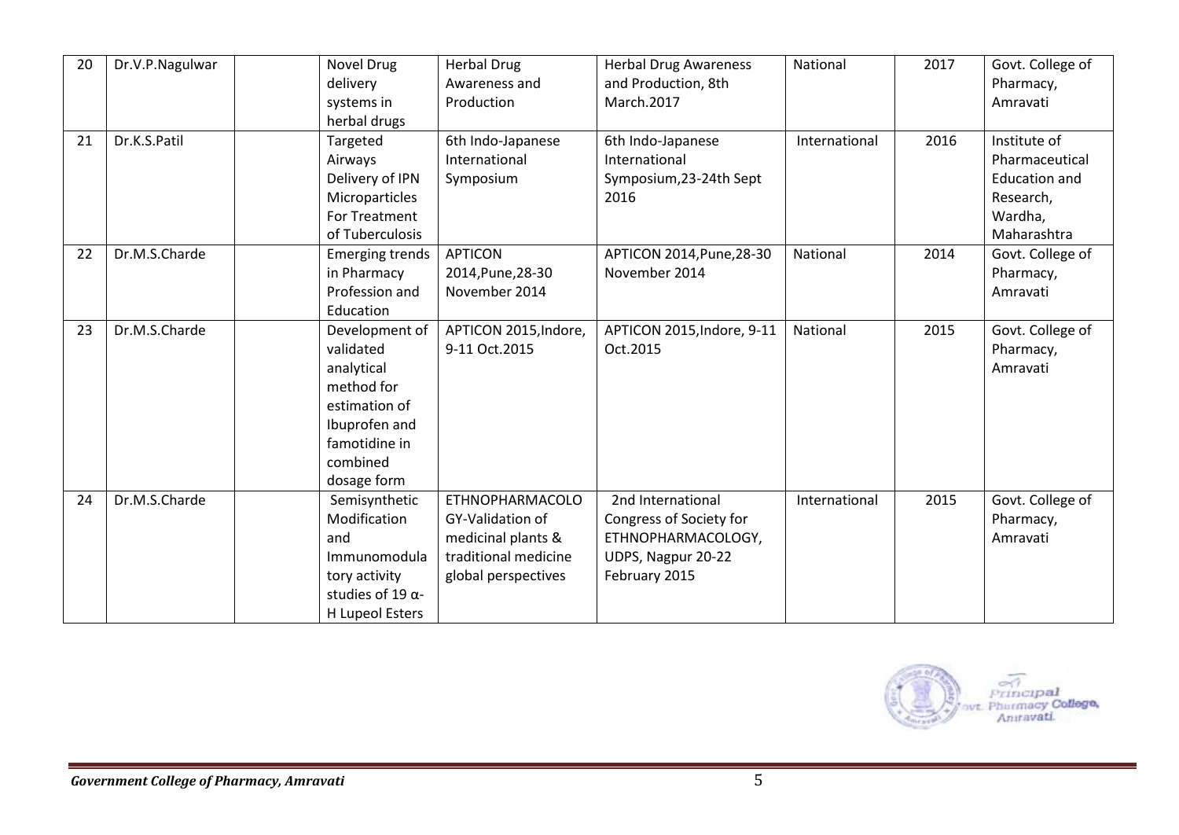| | | | | | | | | |
|---|---|---|---|---|---|---|---|---|
| 20 | Dr.V.P.Nagulwar | | Novel Drug delivery systems in herbal drugs | Herbal Drug Awareness and Production | Herbal Drug Awareness and Production, 8th March.2017 | National | 2017 | Govt. College of Pharmacy, Amravati |
| 21 | Dr.K.S.Patil | | Targeted Airways Delivery of IPN Microparticles For Treatment of Tuberculosis | 6th Indo-Japanese International Symposium | 6th Indo-Japanese International Symposium,23-24th Sept 2016 | International | 2016 | Institute of Pharmaceutical Education and Research, Wardha, Maharashtra |
| 22 | Dr.M.S.Charde | | Emerging trends in Pharmacy Profession and Education | APTICON 2014,Pune,28-30 November 2014 | APTICON 2014,Pune,28-30 November 2014 | National | 2014 | Govt. College of Pharmacy, Amravati |
| 23 | Dr.M.S.Charde | | Development of validated analytical method for estimation of Ibuprofen and famotidine in combined dosage form | APTICON 2015,Indore, 9-11 Oct.2015 | APTICON 2015,Indore, 9-11 Oct.2015 | National | 2015 | Govt. College of Pharmacy, Amravati |
| 24 | Dr.M.S.Charde | | Semisynthetic Modification and Immunomodulatory activity studies of 19 α-H Lupeol Esters | ETHNOPHARMACOLOGY-Validation of medicinal plants & traditional medicine global perspectives | 2nd International Congress of Society for ETHNOPHARMACOLOGY, UDPS, Nagpur 20-22 February 2015 | International | 2015 | Govt. College of Pharmacy, Amravati |

Principal
Govt. Pharmacy College, Amravati.